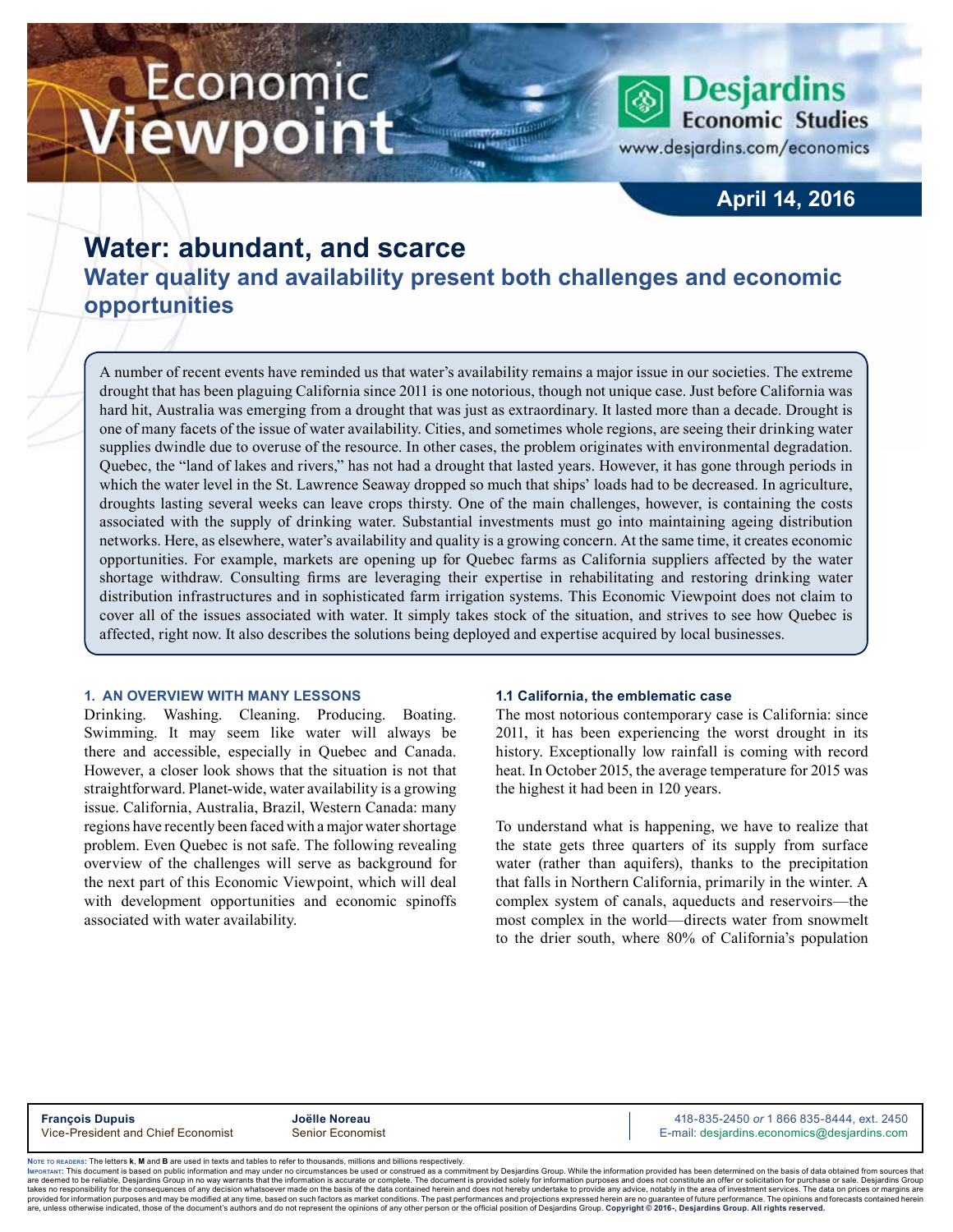# Water: abundant, and scarce

## Water quality and availability present both challenges and economic opportunities

April 14, 2016

A number of recent events have reminded us that water's availability remains a major issue in our societies. The extreme drought that has been plaguing California since 2011 is one notorious, though not unique case. Just before California was hard hit, Australia was emerging from a drought that was just as extraordinary. It lasted more than a decade. Drought is one of many facets of the issue of water availability. Cities, and sometimes whole regions, are seeing their drinking water supplies dwindle due to overuse of the resource. In other cases, the problem originates with environmental degradation. Quebec, the "land of lakes and rivers," has not had a drought that lasted years. However, it has gone through periods in which the water level in the St. Lawrence Seaway dropped so much that ships' loads had to be decreased. In agriculture, droughts lasting several weeks can leave crops thirsty. One of the main challenges, however, is containing the costs associated with the supply of drinking water. Substantial investments must go into maintaining ageing distribution networks. Here, as elsewhere, water's availability and quality is a growing concern. At the same time, it creates economic opportunities. For example, markets are opening up for Quebec farms as California suppliers affected by the water shortage withdraw. Consulting firms are leveraging their expertise in rehabilitating and restoring drinking water distribution infrastructures and in sophisticated farm irrigation systems. This Economic Viewpoint does not claim to cover all of the issues associated with water. It simply takes stock of the situation, and strives to see how Quebec is affected, right now. It also describes the solutions being deployed and expertise acquired by local businesses.

### 1. AN OVERVIEW WITH MANY LESSONS

Drinking. Washing. Cleaning. Producing. Boating. Swimming. It may seem like water will always be there and accessible, especially in Quebec and Canada. However, a closer look shows that the situation is not that straightforward. Planet-wide, water availability is a growing issue. California, Australia, Brazil, Western Canada: many regions have recently been faced with a major water shortage problem. Even Quebec is not safe. The following revealing overview of the challenges will serve as background for the next part of this Economic Viewpoint, which will deal with development opportunities and economic spinoffs associated with water availability.

#### 1.1 California, the emblematic case

The most notorious contemporary case is California: since 2011, it has been experiencing the worst drought in its history. Exceptionally low rainfall is coming with record heat. In October 2015, the average temperature for 2015 was the highest it had been in 120 years.

To understand what is happening, we have to realize that the state gets three quarters of its supply from surface water (rather than aquifers), thanks to the precipitation that falls in Northern California, primarily in the winter. A complex system of canals, aqueducts and reservoirs—the most complex in the world—directs water from snowmelt to the drier south, where 80% of California's population

**François Dupuis**
Vice-President and Chief Economist

**Joëlle Noreau**
Senior Economist

418-835-2450 *or* 1 866 835-8444, ext. 2450
E-mail: desjardins.economics@desjardins.com

NOTE TO READERS: The letters **k**, **M** and **B** are used in texts and tables to refer to thousands, millions and billions respectively.
IMPORTANT: This document is based on public information and may under no circumstances be used or construed as a commitment by Desjardins Group. While the information provided has been determined on the basis of data obtained from sources that are deemed to be reliable, Desjardins Group in no way warrants that the information is accurate or complete. The document is provided solely for information purposes and does not constitute an offer or solicitation for purchase or sale. Desjardins Group takes no responsibility for the consequences of any decision whatsoever made on the basis of the data contained herein and does not hereby undertake to provide any advice, notably in the area of investment services. The data on prices or margins are provided for information purposes and may be modified at any time, based on such factors as market conditions. The past performances and projections expressed herein are no guarantee of future performance. The opinions and forecasts contained herein are, unless otherwise indicated, those of the document's authors and do not represent the opinions of any other person or the official position of Desjardins Group. **Copyright © 2016-, Desjardins Group. All rights reserved.**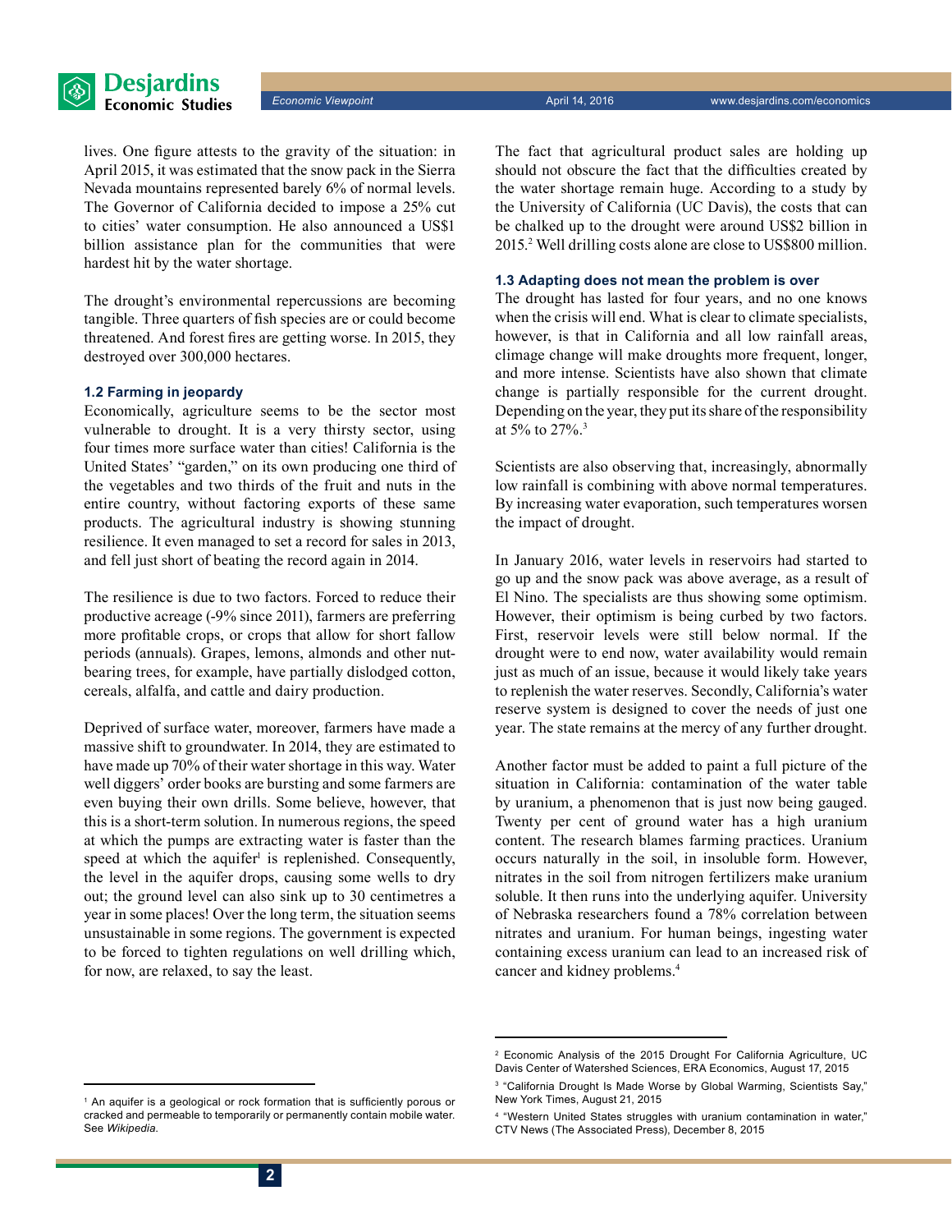lives. One figure attests to the gravity of the situation: in April 2015, it was estimated that the snow pack in the Sierra Nevada mountains represented barely 6% of normal levels. The Governor of California decided to impose a 25% cut to cities' water consumption. He also announced a US$1 billion assistance plan for the communities that were hardest hit by the water shortage.

The drought's environmental repercussions are becoming tangible. Three quarters of fish species are or could become threatened. And forest fires are getting worse. In 2015, they destroyed over 300,000 hectares.

### 1.2 Farming in jeopardy

Economically, agriculture seems to be the sector most vulnerable to drought. It is a very thirsty sector, using four times more surface water than cities! California is the United States' "garden," on its own producing one third of the vegetables and two thirds of the fruit and nuts in the entire country, without factoring exports of these same products. The agricultural industry is showing stunning resilience. It even managed to set a record for sales in 2013, and fell just short of beating the record again in 2014.

The resilience is due to two factors. Forced to reduce their productive acreage (-9% since 2011), farmers are preferring more profitable crops, or crops that allow for short fallow periods (annuals). Grapes, lemons, almonds and other nut-bearing trees, for example, have partially dislodged cotton, cereals, alfalfa, and cattle and dairy production.

Deprived of surface water, moreover, farmers have made a massive shift to groundwater. In 2014, they are estimated to have made up 70% of their water shortage in this way. Water well diggers' order books are bursting and some farmers are even buying their own drills. Some believe, however, that this is a short-term solution. In numerous regions, the speed at which the pumps are extracting water is faster than the speed at which the aquifer[1] is replenished. Consequently, the level in the aquifer drops, causing some wells to dry out; the ground level can also sink up to 30 centimetres a year in some places! Over the long term, the situation seems unsustainable in some regions. The government is expected to be forced to tighten regulations on well drilling which, for now, are relaxed, to say the least.

The fact that agricultural product sales are holding up should not obscure the fact that the difficulties created by the water shortage remain huge. According to a study by the University of California (UC Davis), the costs that can be chalked up to the drought were around US$2 billion in 2015.[2] Well drilling costs alone are close to US$800 million.

### 1.3 Adapting does not mean the problem is over

The drought has lasted for four years, and no one knows when the crisis will end. What is clear to climate specialists, however, is that in California and all low rainfall areas, climage change will make droughts more frequent, longer, and more intense. Scientists have also shown that climate change is partially responsible for the current drought. Depending on the year, they put its share of the responsibility at 5% to 27%.[3]

Scientists are also observing that, increasingly, abnormally low rainfall is combining with above normal temperatures. By increasing water evaporation, such temperatures worsen the impact of drought.

In January 2016, water levels in reservoirs had started to go up and the snow pack was above average, as a result of El Nino. The specialists are thus showing some optimism. However, their optimism is being curbed by two factors. First, reservoir levels were still below normal. If the drought were to end now, water availability would remain just as much of an issue, because it would likely take years to replenish the water reserves. Secondly, California's water reserve system is designed to cover the needs of just one year. The state remains at the mercy of any further drought.

Another factor must be added to paint a full picture of the situation in California: contamination of the water table by uranium, a phenomenon that is just now being gauged. Twenty per cent of ground water has a high uranium content. The research blames farming practices. Uranium occurs naturally in the soil, in insoluble form. However, nitrates in the soil from nitrogen fertilizers make uranium soluble. It then runs into the underlying aquifer. University of Nebraska researchers found a 78% correlation between nitrates and uranium. For human beings, ingesting water containing excess uranium can lead to an increased risk of cancer and kidney problems.[4]

---

[1] An aquifer is a geological or rock formation that is sufficiently porous or cracked and permeable to temporarily or permanently contain mobile water. See *Wikipedia*.

[2] Economic Analysis of the 2015 Drought For California Agriculture, UC Davis Center of Watershed Sciences, ERA Economics, August 17, 2015

[3] "California Drought Is Made Worse by Global Warming, Scientists Say," New York Times, August 21, 2015

[4] "Western United States struggles with uranium contamination in water," CTV News (The Associated Press), December 8, 2015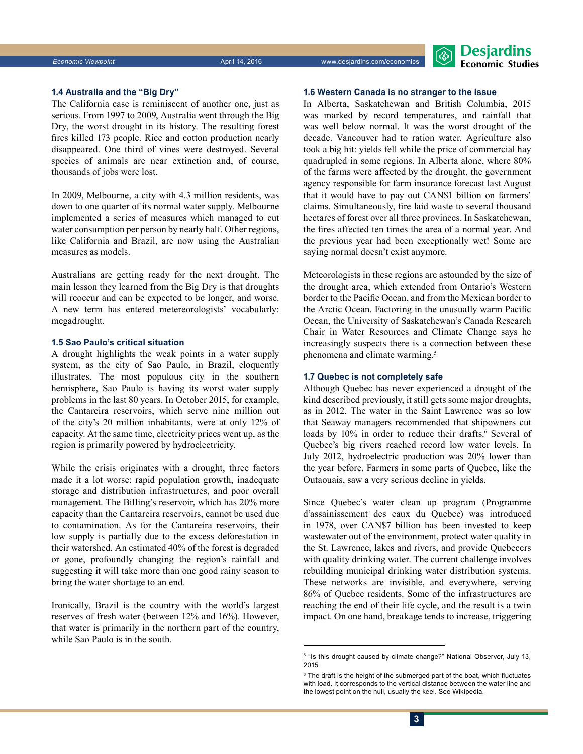### 1.4 Australia and the "Big Dry"

The California case is reminiscent of another one, just as serious. From 1997 to 2009, Australia went through the Big Dry, the worst drought in its history. The resulting forest fires killed 173 people. Rice and cotton production nearly disappeared. One third of vines were destroyed. Several species of animals are near extinction and, of course, thousands of jobs were lost.

In 2009, Melbourne, a city with 4.3 million residents, was down to one quarter of its normal water supply. Melbourne implemented a series of measures which managed to cut water consumption per person by nearly half. Other regions, like California and Brazil, are now using the Australian measures as models.

Australians are getting ready for the next drought. The main lesson they learned from the Big Dry is that droughts will reoccur and can be expected to be longer, and worse. A new term has entered metereorologists' vocabulary: megadrought.

### 1.5 Sao Paulo's critical situation

A drought highlights the weak points in a water supply system, as the city of Sao Paulo, in Brazil, eloquently illustrates. The most populous city in the southern hemisphere, Sao Paulo is having its worst water supply problems in the last 80 years. In October 2015, for example, the Cantareira reservoirs, which serve nine million out of the city's 20 million inhabitants, were at only 12% of capacity. At the same time, electricity prices went up, as the region is primarily powered by hydroelectricity.

While the crisis originates with a drought, three factors made it a lot worse: rapid population growth, inadequate storage and distribution infrastructures, and poor overall management. The Billing's reservoir, which has 20% more capacity than the Cantareira reservoirs, cannot be used due to contamination. As for the Cantareira reservoirs, their low supply is partially due to the excess deforestation in their watershed. An estimated 40% of the forest is degraded or gone, profoundly changing the region's rainfall and suggesting it will take more than one good rainy season to bring the water shortage to an end.

Ironically, Brazil is the country with the world's largest reserves of fresh water (between 12% and 16%). However, that water is primarily in the northern part of the country, while Sao Paulo is in the south.

### 1.6 Western Canada is no stranger to the issue

In Alberta, Saskatchewan and British Columbia, 2015 was marked by record temperatures, and rainfall that was well below normal. It was the worst drought of the decade. Vancouver had to ration water. Agriculture also took a big hit: yields fell while the price of commercial hay quadrupled in some regions. In Alberta alone, where 80% of the farms were affected by the drought, the government agency responsible for farm insurance forecast last August that it would have to pay out CAN$1 billion on farmers' claims. Simultaneously, fire laid waste to several thousand hectares of forest over all three provinces. In Saskatchewan, the fires affected ten times the area of a normal year. And the previous year had been exceptionally wet! Some are saying normal doesn't exist anymore.

Meteorologists in these regions are astounded by the size of the drought area, which extended from Ontario's Western border to the Pacific Ocean, and from the Mexican border to the Arctic Ocean. Factoring in the unusually warm Pacific Ocean, the University of Saskatchewan's Canada Research Chair in Water Resources and Climate Change says he increasingly suspects there is a connection between these phenomena and climate warming.[5]

### 1.7 Quebec is not completely safe

Although Quebec has never experienced a drought of the kind described previously, it still gets some major droughts, as in 2012. The water in the Saint Lawrence was so low that Seaway managers recommended that shipowners cut loads by 10% in order to reduce their drafts.[6] Several of Quebec's big rivers reached record low water levels. In July 2012, hydroelectric production was 20% lower than the year before. Farmers in some parts of Quebec, like the Outaouais, saw a very serious decline in yields.

Since Quebec's water clean up program (Programme d'assainissement des eaux du Quebec) was introduced in 1978, over CAN$7 billion has been invested to keep wastewater out of the environment, protect water quality in the St. Lawrence, lakes and rivers, and provide Quebecers with quality drinking water. The current challenge involves rebuilding municipal drinking water distribution systems. These networks are invisible, and everywhere, serving 86% of Quebec residents. Some of the infrastructures are reaching the end of their life cycle, and the result is a twin impact. On one hand, breakage tends to increase, triggering

---

[5] "Is this drought caused by climate change?" National Observer, July 13, 2015

[6] The draft is the height of the submerged part of the boat, which fluctuates with load. It corresponds to the vertical distance between the water line and the lowest point on the hull, usually the keel. See Wikipedia.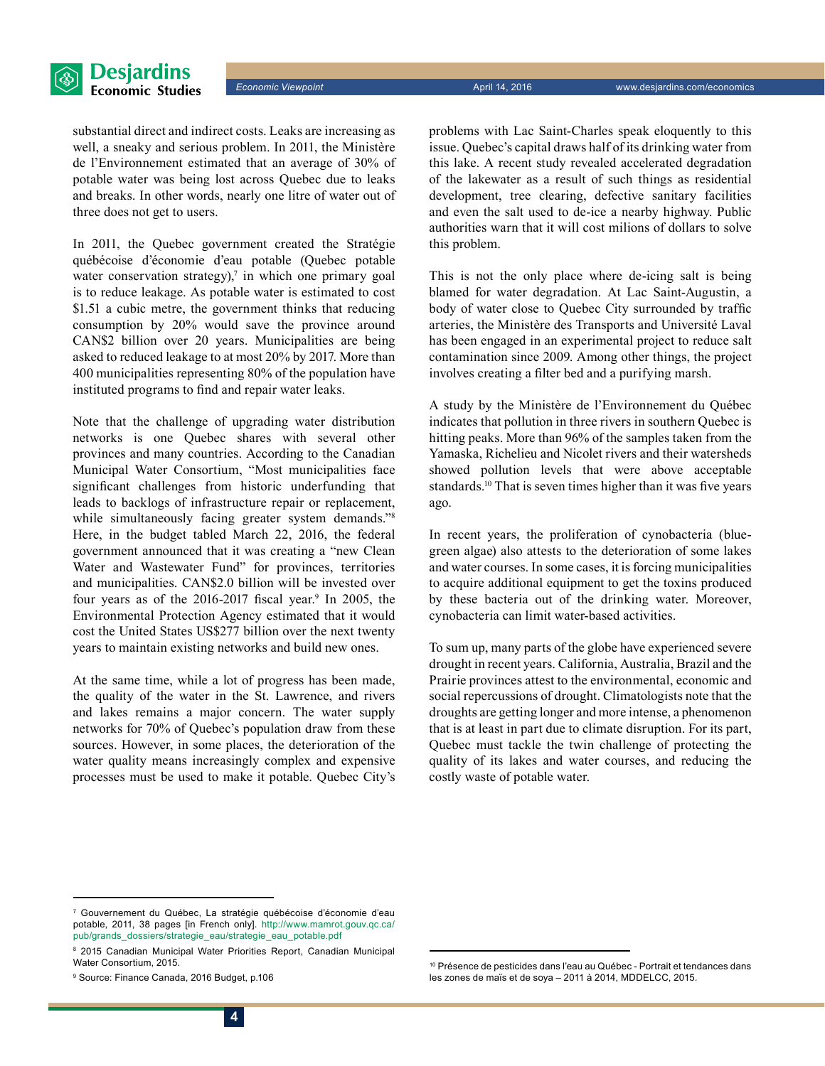substantial direct and indirect costs. Leaks are increasing as well, a sneaky and serious problem. In 2011, the Ministère de l'Environnement estimated that an average of 30% of potable water was being lost across Quebec due to leaks and breaks. In other words, nearly one litre of water out of three does not get to users.

In 2011, the Quebec government created the Stratégie québécoise d'économie d'eau potable (Quebec potable water conservation strategy),[7] in which one primary goal is to reduce leakage. As potable water is estimated to cost $1.51 a cubic metre, the government thinks that reducing consumption by 20% would save the province around CAN$2 billion over 20 years. Municipalities are being asked to reduced leakage to at most 20% by 2017. More than 400 municipalities representing 80% of the population have instituted programs to find and repair water leaks.

Note that the challenge of upgrading water distribution networks is one Quebec shares with several other provinces and many countries. According to the Canadian Municipal Water Consortium, "Most municipalities face significant challenges from historic underfunding that leads to backlogs of infrastructure repair or replacement, while simultaneously facing greater system demands."[8] Here, in the budget tabled March 22, 2016, the federal government announced that it was creating a "new Clean Water and Wastewater Fund" for provinces, territories and municipalities. CAN$2.0 billion will be invested over four years as of the 2016-2017 fiscal year.[9] In 2005, the Environmental Protection Agency estimated that it would cost the United States US$277 billion over the next twenty years to maintain existing networks and build new ones.

At the same time, while a lot of progress has been made, the quality of the water in the St. Lawrence, and rivers and lakes remains a major concern. The water supply networks for 70% of Quebec's population draw from these sources. However, in some places, the deterioration of the water quality means increasingly complex and expensive processes must be used to make it potable. Quebec City's problems with Lac Saint-Charles speak eloquently to this issue. Quebec's capital draws half of its drinking water from this lake. A recent study revealed accelerated degradation of the lakewater as a result of such things as residential development, tree clearing, defective sanitary facilities and even the salt used to de-ice a nearby highway. Public authorities warn that it will cost milions of dollars to solve this problem.

This is not the only place where de-icing salt is being blamed for water degradation. At Lac Saint-Augustin, a body of water close to Quebec City surrounded by traffic arteries, the Ministère des Transports and Université Laval has been engaged in an experimental project to reduce salt contamination since 2009. Among other things, the project involves creating a filter bed and a purifying marsh.

A study by the Ministère de l'Environnement du Québec indicates that pollution in three rivers in southern Quebec is hitting peaks. More than 96% of the samples taken from the Yamaska, Richelieu and Nicolet rivers and their watersheds showed pollution levels that were above acceptable standards.[10] That is seven times higher than it was five years ago.

In recent years, the proliferation of cynobacteria (blue-green algae) also attests to the deterioration of some lakes and water courses. In some cases, it is forcing municipalities to acquire additional equipment to get the toxins produced by these bacteria out of the drinking water. Moreover, cynobacteria can limit water-based activities.

To sum up, many parts of the globe have experienced severe drought in recent years. California, Australia, Brazil and the Prairie provinces attest to the environmental, economic and social repercussions of drought. Climatologists note that the droughts are getting longer and more intense, a phenomenon that is at least in part due to climate disruption. For its part, Quebec must tackle the twin challenge of protecting the quality of its lakes and water courses, and reducing the costly waste of potable water.

---

[7] Gouvernement du Québec, La stratégie québécoise d'économie d'eau potable, 2011, 38 pages [in French only]. http://www.mamrot.gouv.qc.ca/pub/grands_dossiers/strategie_eau/strategie_eau_potable.pdf

[8] 2015 Canadian Municipal Water Priorities Report, Canadian Municipal Water Consortium, 2015.

[9] Source: Finance Canada, 2016 Budget, p.106

[10] Présence de pesticides dans l'eau au Québec - Portrait et tendances dans les zones de maïs et de soya – 2011 à 2014, MDDELCC, 2015.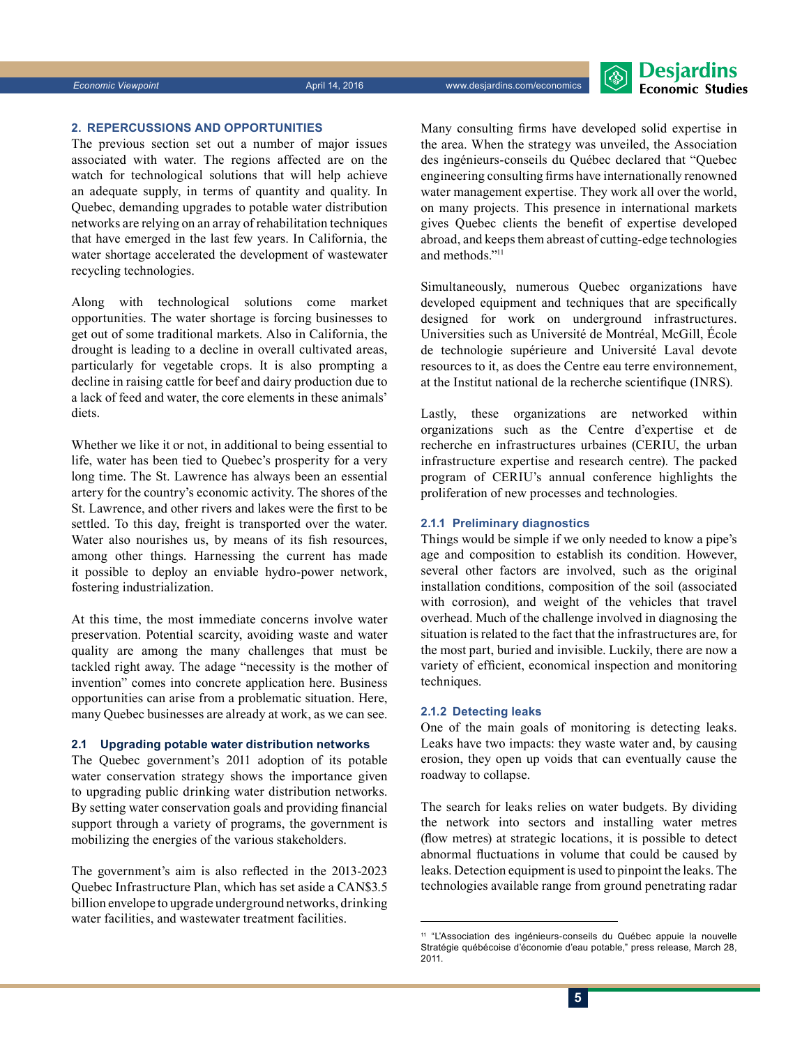## 2. REPERCUSSIONS AND OPPORTUNITIES

The previous section set out a number of major issues associated with water. The regions affected are on the watch for technological solutions that will help achieve an adequate supply, in terms of quantity and quality. In Quebec, demanding upgrades to potable water distribution networks are relying on an array of rehabilitation techniques that have emerged in the last few years. In California, the water shortage accelerated the development of wastewater recycling technologies.

Along with technological solutions come market opportunities. The water shortage is forcing businesses to get out of some traditional markets. Also in California, the drought is leading to a decline in overall cultivated areas, particularly for vegetable crops. It is also prompting a decline in raising cattle for beef and dairy production due to a lack of feed and water, the core elements in these animals' diets.

Whether we like it or not, in additional to being essential to life, water has been tied to Quebec's prosperity for a very long time. The St. Lawrence has always been an essential artery for the country's economic activity. The shores of the St. Lawrence, and other rivers and lakes were the first to be settled. To this day, freight is transported over the water. Water also nourishes us, by means of its fish resources, among other things. Harnessing the current has made it possible to deploy an enviable hydro-power network, fostering industrialization.

At this time, the most immediate concerns involve water preservation. Potential scarcity, avoiding waste and water quality are among the many challenges that must be tackled right away. The adage "necessity is the mother of invention" comes into concrete application here. Business opportunities can arise from a problematic situation. Here, many Quebec businesses are already at work, as we can see.

### 2.1 Upgrading potable water distribution networks

The Quebec government's 2011 adoption of its potable water conservation strategy shows the importance given to upgrading public drinking water distribution networks. By setting water conservation goals and providing financial support through a variety of programs, the government is mobilizing the energies of the various stakeholders.

The government's aim is also reflected in the 2013-2023 Quebec Infrastructure Plan, which has set aside a CAN$3.5 billion envelope to upgrade underground networks, drinking water facilities, and wastewater treatment facilities.

Many consulting firms have developed solid expertise in the area. When the strategy was unveiled, the Association des ingénieurs-conseils du Québec declared that "Quebec engineering consulting firms have internationally renowned water management expertise. They work all over the world, on many projects. This presence in international markets gives Quebec clients the benefit of expertise developed abroad, and keeps them abreast of cutting-edge technologies and methods."[11]

Simultaneously, numerous Quebec organizations have developed equipment and techniques that are specifically designed for work on underground infrastructures. Universities such as Université de Montréal, McGill, École de technologie supérieure and Université Laval devote resources to it, as does the Centre eau terre environnement, at the Institut national de la recherche scientifique (INRS).

Lastly, these organizations are networked within organizations such as the Centre d'expertise et de recherche en infrastructures urbaines (CERIU, the urban infrastructure expertise and research centre). The packed program of CERIU's annual conference highlights the proliferation of new processes and technologies.

#### 2.1.1 Preliminary diagnostics

Things would be simple if we only needed to know a pipe's age and composition to establish its condition. However, several other factors are involved, such as the original installation conditions, composition of the soil (associated with corrosion), and weight of the vehicles that travel overhead. Much of the challenge involved in diagnosing the situation is related to the fact that the infrastructures are, for the most part, buried and invisible. Luckily, there are now a variety of efficient, economical inspection and monitoring techniques.

#### 2.1.2 Detecting leaks

One of the main goals of monitoring is detecting leaks. Leaks have two impacts: they waste water and, by causing erosion, they open up voids that can eventually cause the roadway to collapse.

The search for leaks relies on water budgets. By dividing the network into sectors and installing water metres (flow metres) at strategic locations, it is possible to detect abnormal fluctuations in volume that could be caused by leaks. Detection equipment is used to pinpoint the leaks. The technologies available range from ground penetrating radar

[11] "L'Association des ingénieurs-conseils du Québec appuie la nouvelle Stratégie québécoise d'économie d'eau potable," press release, March 28, 2011.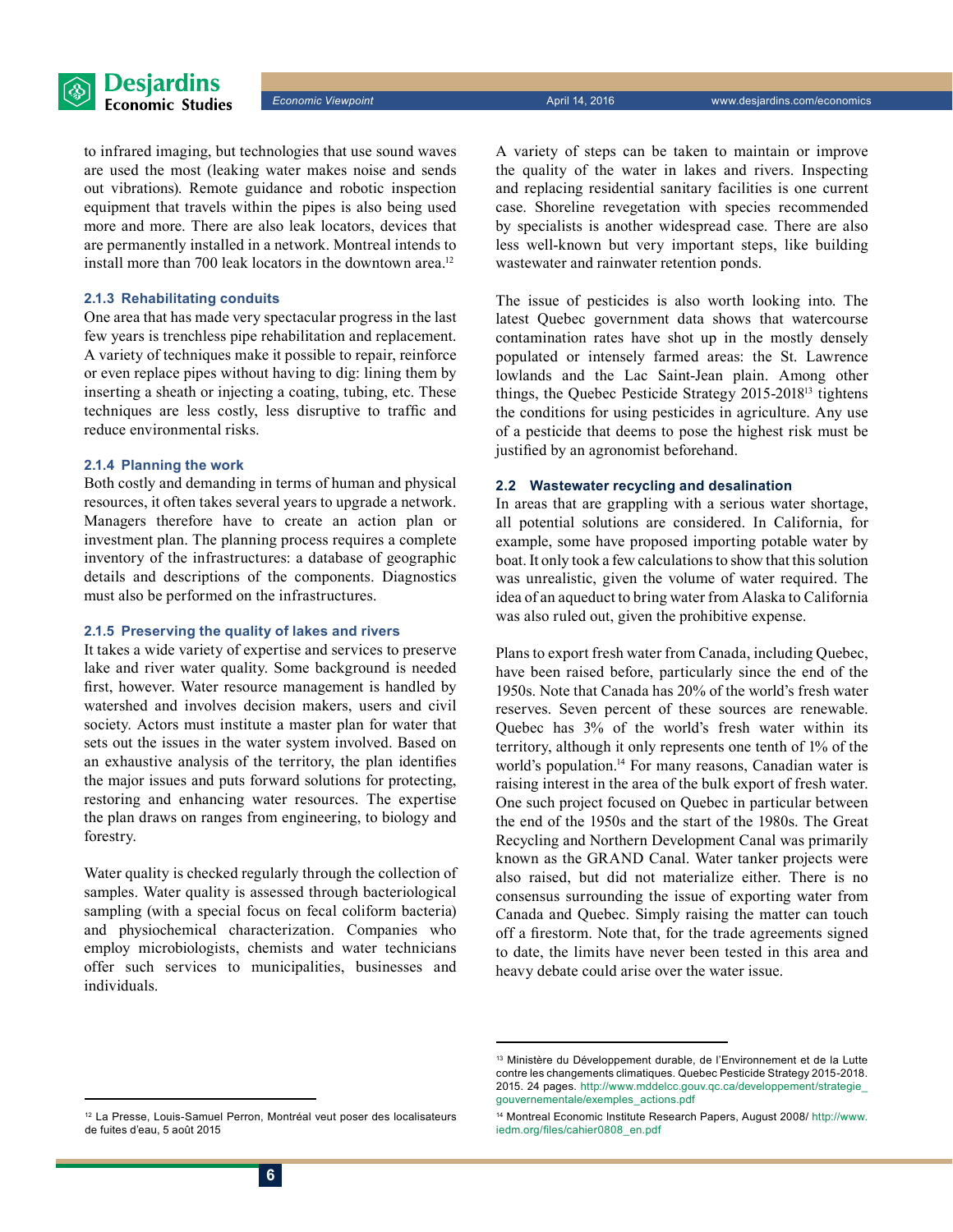to infrared imaging, but technologies that use sound waves are used the most (leaking water makes noise and sends out vibrations). Remote guidance and robotic inspection equipment that travels within the pipes is also being used more and more. There are also leak locators, devices that are permanently installed in a network. Montreal intends to install more than 700 leak locators in the downtown area.[12]

#### 2.1.3 Rehabilitating conduits

One area that has made very spectacular progress in the last few years is trenchless pipe rehabilitation and replacement. A variety of techniques make it possible to repair, reinforce or even replace pipes without having to dig: lining them by inserting a sheath or injecting a coating, tubing, etc. These techniques are less costly, less disruptive to traffic and reduce environmental risks.

#### 2.1.4 Planning the work

Both costly and demanding in terms of human and physical resources, it often takes several years to upgrade a network. Managers therefore have to create an action plan or investment plan. The planning process requires a complete inventory of the infrastructures: a database of geographic details and descriptions of the components. Diagnostics must also be performed on the infrastructures.

#### 2.1.5 Preserving the quality of lakes and rivers

It takes a wide variety of expertise and services to preserve lake and river water quality. Some background is needed first, however. Water resource management is handled by watershed and involves decision makers, users and civil society. Actors must institute a master plan for water that sets out the issues in the water system involved. Based on an exhaustive analysis of the territory, the plan identifies the major issues and puts forward solutions for protecting, restoring and enhancing water resources. The expertise the plan draws on ranges from engineering, to biology and forestry.

Water quality is checked regularly through the collection of samples. Water quality is assessed through bacteriological sampling (with a special focus on fecal coliform bacteria) and physiochemical characterization. Companies who employ microbiologists, chemists and water technicians offer such services to municipalities, businesses and individuals.

A variety of steps can be taken to maintain or improve the quality of the water in lakes and rivers. Inspecting and replacing residential sanitary facilities is one current case. Shoreline revegetation with species recommended by specialists is another widespread case. There are also less well-known but very important steps, like building wastewater and rainwater retention ponds.

The issue of pesticides is also worth looking into. The latest Quebec government data shows that watercourse contamination rates have shot up in the mostly densely populated or intensely farmed areas: the St. Lawrence lowlands and the Lac Saint-Jean plain. Among other things, the Quebec Pesticide Strategy 2015-2018[13] tightens the conditions for using pesticides in agriculture. Any use of a pesticide that deems to pose the highest risk must be justified by an agronomist beforehand.

### 2.2 Wastewater recycling and desalination

In areas that are grappling with a serious water shortage, all potential solutions are considered. In California, for example, some have proposed importing potable water by boat. It only took a few calculations to show that this solution was unrealistic, given the volume of water required. The idea of an aqueduct to bring water from Alaska to California was also ruled out, given the prohibitive expense.

Plans to export fresh water from Canada, including Quebec, have been raised before, particularly since the end of the 1950s. Note that Canada has 20% of the world's fresh water reserves. Seven percent of these sources are renewable. Quebec has 3% of the world's fresh water within its territory, although it only represents one tenth of 1% of the world's population.[14] For many reasons, Canadian water is raising interest in the area of the bulk export of fresh water. One such project focused on Quebec in particular between the end of the 1950s and the start of the 1980s. The Great Recycling and Northern Development Canal was primarily known as the GRAND Canal. Water tanker projects were also raised, but did not materialize either. There is no consensus surrounding the issue of exporting water from Canada and Quebec. Simply raising the matter can touch off a firestorm. Note that, for the trade agreements signed to date, the limits have never been tested in this area and heavy debate could arise over the water issue.

---

[12] La Presse, Louis-Samuel Perron, Montréal veut poser des localisateurs de fuites d'eau, 5 août 2015

[13] Ministère du Développement durable, de l'Environnement et de la Lutte contre les changements climatiques. Quebec Pesticide Strategy 2015-2018. 2015. 24 pages. http://www.mddelcc.gouv.qc.ca/developpement/strategie_gouvernementale/exemples_actions.pdf

[14] Montreal Economic Institute Research Papers, August 2008/ http://www.iedm.org/files/cahier0808_en.pdf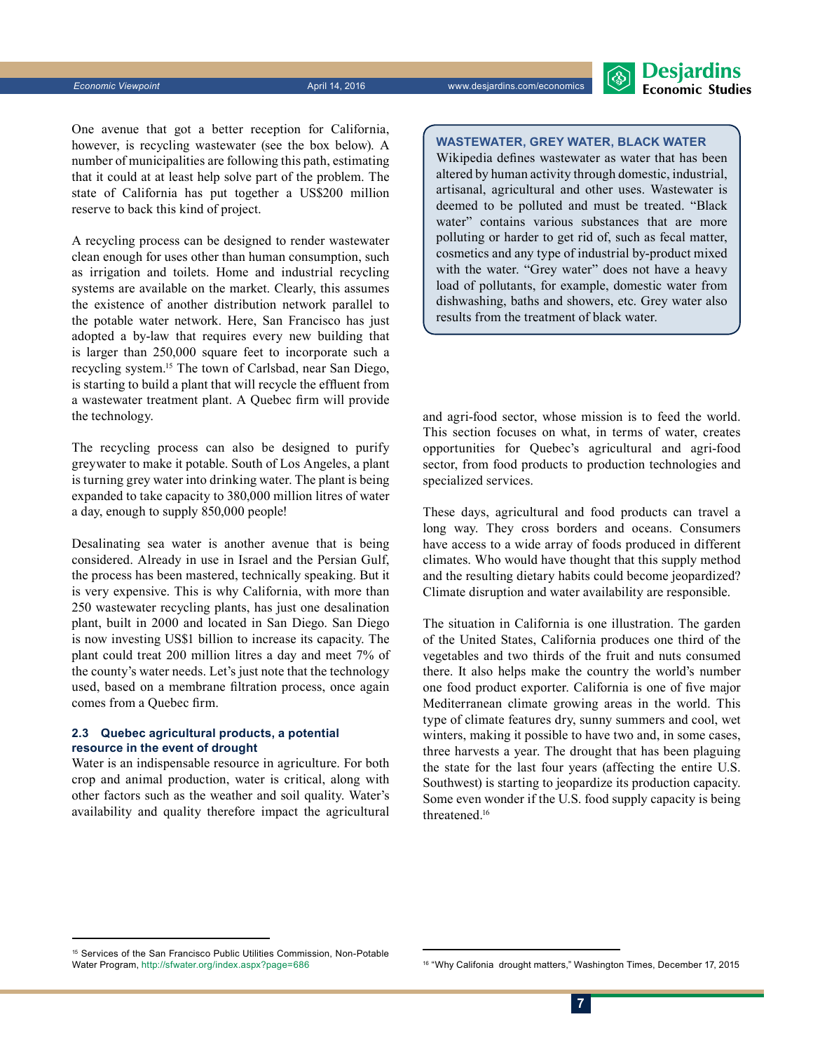One avenue that got a better reception for California, however, is recycling wastewater (see the box below). A number of municipalities are following this path, estimating that it could at at least help solve part of the problem. The state of California has put together a US$200 million reserve to back this kind of project.

A recycling process can be designed to render wastewater clean enough for uses other than human consumption, such as irrigation and toilets. Home and industrial recycling systems are available on the market. Clearly, this assumes the existence of another distribution network parallel to the potable water network. Here, San Francisco has just adopted a by-law that requires every new building that is larger than 250,000 square feet to incorporate such a recycling system.[15] The town of Carlsbad, near San Diego, is starting to build a plant that will recycle the effluent from a wastewater treatment plant. A Quebec firm will provide the technology.

The recycling process can also be designed to purify greywater to make it potable. South of Los Angeles, a plant is turning grey water into drinking water. The plant is being expanded to take capacity to 380,000 million litres of water a day, enough to supply 850,000 people!

Desalinating sea water is another avenue that is being considered. Already in use in Israel and the Persian Gulf, the process has been mastered, technically speaking. But it is very expensive. This is why California, with more than 250 wastewater recycling plants, has just one desalination plant, built in 2000 and located in San Diego. San Diego is now investing US$1 billion to increase its capacity. The plant could treat 200 million litres a day and meet 7% of the county's water needs. Let's just note that the technology used, based on a membrane filtration process, once again comes from a Quebec firm.

> **WASTEWATER, GREY WATER, BLACK WATER**
>
> Wikipedia defines wastewater as water that has been altered by human activity through domestic, industrial, artisanal, agricultural and other uses. Wastewater is deemed to be polluted and must be treated. "Black water" contains various substances that are more polluting or harder to get rid of, such as fecal matter, cosmetics and any type of industrial by-product mixed with the water. "Grey water" does not have a heavy load of pollutants, for example, domestic water from dishwashing, baths and showers, etc. Grey water also results from the treatment of black water.

### 2.3 Quebec agricultural products, a potential resource in the event of drought

Water is an indispensable resource in agriculture. For both crop and animal production, water is critical, along with other factors such as the weather and soil quality. Water's availability and quality therefore impact the agricultural and agri-food sector, whose mission is to feed the world. This section focuses on what, in terms of water, creates opportunities for Quebec's agricultural and agri-food sector, from food products to production technologies and specialized services.

These days, agricultural and food products can travel a long way. They cross borders and oceans. Consumers have access to a wide array of foods produced in different climates. Who would have thought that this supply method and the resulting dietary habits could become jeopardized? Climate disruption and water availability are responsible.

The situation in California is one illustration. The garden of the United States, California produces one third of the vegetables and two thirds of the fruit and nuts consumed there. It also helps make the country the world's number one food product exporter. California is one of five major Mediterranean climate growing areas in the world. This type of climate features dry, sunny summers and cool, wet winters, making it possible to have two and, in some cases, three harvests a year. The drought that has been plaguing the state for the last four years (affecting the entire U.S. Southwest) is starting to jeopardize its production capacity. Some even wonder if the U.S. food supply capacity is being threatened.[16]

---

[15] Services of the San Francisco Public Utilities Commission, Non-Potable Water Program, http://sfwater.org/index.aspx?page=686

[16] "Why Califonia drought matters," Washington Times, December 17, 2015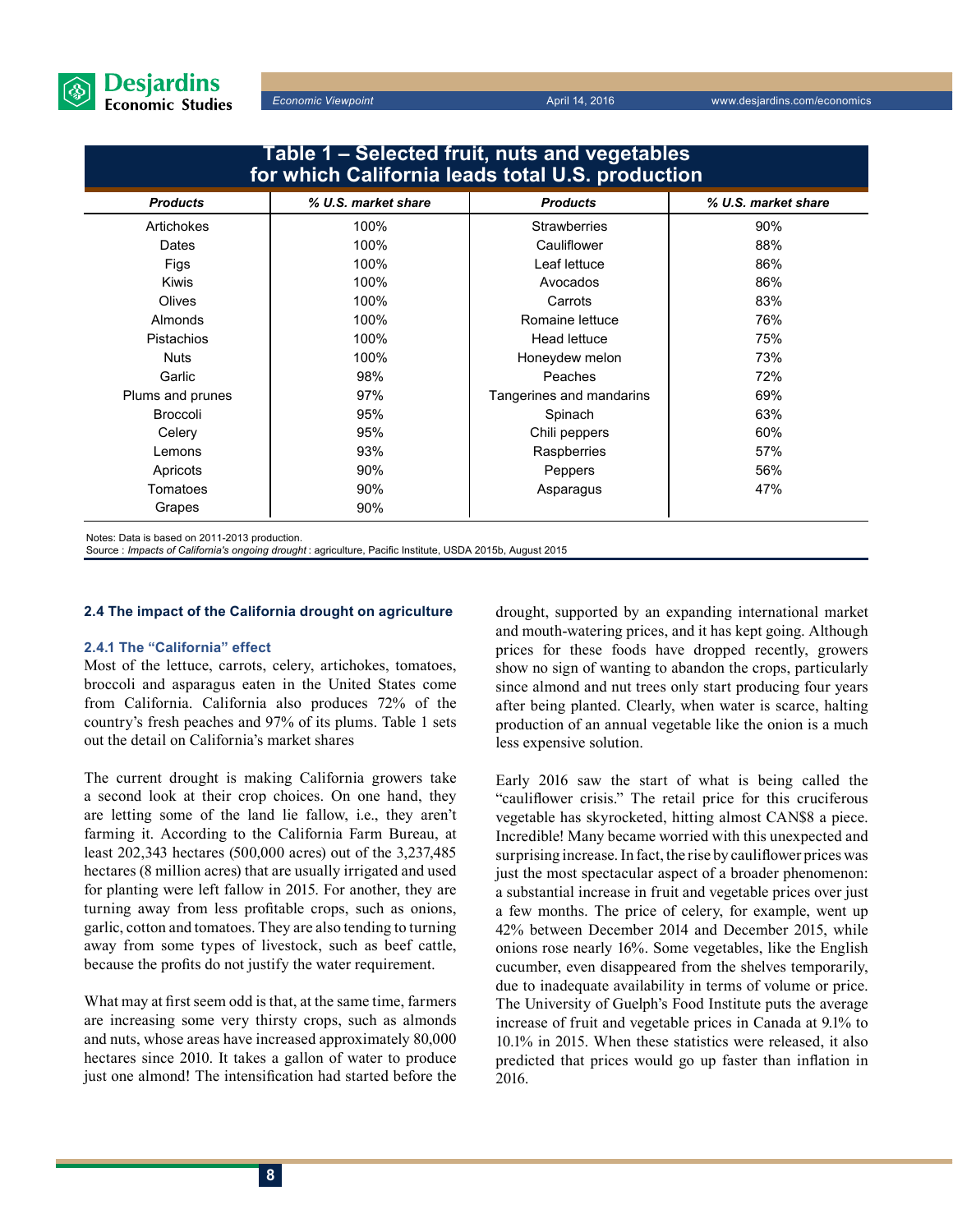**Table 1 – Selected fruit, nuts and vegetables for which California leads total U.S. production**

| Products | % U.S. market share | Products | % U.S. market share |
|---|---|---|---|
| Artichokes | 100% | Strawberries | 90% |
| Dates | 100% | Cauliflower | 88% |
| Figs | 100% | Leaf lettuce | 86% |
| Kiwis | 100% | Avocados | 86% |
| Olives | 100% | Carrots | 83% |
| Almonds | 100% | Romaine lettuce | 76% |
| Pistachios | 100% | Head lettuce | 75% |
| Nuts | 100% | Honeydew melon | 73% |
| Garlic | 98% | Peaches | 72% |
| Plums and prunes | 97% | Tangerines and mandarins | 69% |
| Broccoli | 95% | Spinach | 63% |
| Celery | 95% | Chili peppers | 60% |
| Lemons | 93% | Raspberries | 57% |
| Apricots | 90% | Peppers | 56% |
| Tomatoes | 90% | Asparagus | 47% |
| Grapes | 90% | | |

Notes: Data is based on 2011-2013 production.
Source : *Impacts of California's ongoing drought* : agriculture, Pacific Institute, USDA 2015b, August 2015

### 2.4 The impact of the California drought on agriculture

#### 2.4.1 The "California" effect

Most of the lettuce, carrots, celery, artichokes, tomatoes, broccoli and asparagus eaten in the United States come from California. California also produces 72% of the country's fresh peaches and 97% of its plums. Table 1 sets out the detail on California's market shares

The current drought is making California growers take a second look at their crop choices. On one hand, they are letting some of the land lie fallow, i.e., they aren't farming it. According to the California Farm Bureau, at least 202,343 hectares (500,000 acres) out of the 3,237,485 hectares (8 million acres) that are usually irrigated and used for planting were left fallow in 2015. For another, they are turning away from less profitable crops, such as onions, garlic, cotton and tomatoes. They are also tending to turning away from some types of livestock, such as beef cattle, because the profits do not justify the water requirement.

What may at first seem odd is that, at the same time, farmers are increasing some very thirsty crops, such as almonds and nuts, whose areas have increased approximately 80,000 hectares since 2010. It takes a gallon of water to produce just one almond! The intensification had started before the drought, supported by an expanding international market and mouth-watering prices, and it has kept going. Although prices for these foods have dropped recently, growers show no sign of wanting to abandon the crops, particularly since almond and nut trees only start producing four years after being planted. Clearly, when water is scarce, halting production of an annual vegetable like the onion is a much less expensive solution.

Early 2016 saw the start of what is being called the "cauliflower crisis." The retail price for this cruciferous vegetable has skyrocketed, hitting almost CAN$8 a piece. Incredible! Many became worried with this unexpected and surprising increase. In fact, the rise by cauliflower prices was just the most spectacular aspect of a broader phenomenon: a substantial increase in fruit and vegetable prices over just a few months. The price of celery, for example, went up 42% between December 2014 and December 2015, while onions rose nearly 16%. Some vegetables, like the English cucumber, even disappeared from the shelves temporarily, due to inadequate availability in terms of volume or price. The University of Guelph's Food Institute puts the average increase of fruit and vegetable prices in Canada at 9.1% to 10.1% in 2015. When these statistics were released, it also predicted that prices would go up faster than inflation in 2016.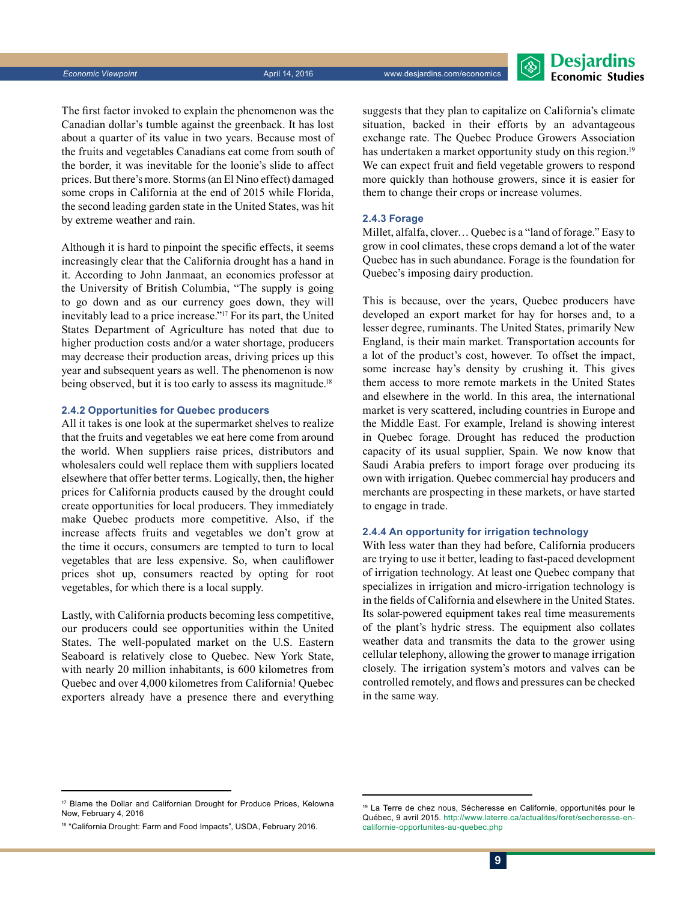The first factor invoked to explain the phenomenon was the Canadian dollar's tumble against the greenback. It has lost about a quarter of its value in two years. Because most of the fruits and vegetables Canadians eat come from south of the border, it was inevitable for the loonie's slide to affect prices. But there's more. Storms (an El Nino effect) damaged some crops in California at the end of 2015 while Florida, the second leading garden state in the United States, was hit by extreme weather and rain.

Although it is hard to pinpoint the specific effects, it seems increasingly clear that the California drought has a hand in it. According to John Janmaat, an economics professor at the University of British Columbia, "The supply is going to go down and as our currency goes down, they will inevitably lead to a price increase."[17] For its part, the United States Department of Agriculture has noted that due to higher production costs and/or a water shortage, producers may decrease their production areas, driving prices up this year and subsequent years as well. The phenomenon is now being observed, but it is too early to assess its magnitude.[18]

### 2.4.2 Opportunities for Quebec producers

All it takes is one look at the supermarket shelves to realize that the fruits and vegetables we eat here come from around the world. When suppliers raise prices, distributors and wholesalers could well replace them with suppliers located elsewhere that offer better terms. Logically, then, the higher prices for California products caused by the drought could create opportunities for local producers. They immediately make Quebec products more competitive. Also, if the increase affects fruits and vegetables we don't grow at the time it occurs, consumers are tempted to turn to local vegetables that are less expensive. So, when cauliflower prices shot up, consumers reacted by opting for root vegetables, for which there is a local supply.

Lastly, with California products becoming less competitive, our producers could see opportunities within the United States. The well-populated market on the U.S. Eastern Seaboard is relatively close to Quebec. New York State, with nearly 20 million inhabitants, is 600 kilometres from Quebec and over 4,000 kilometres from California! Quebec exporters already have a presence there and everything suggests that they plan to capitalize on California's climate situation, backed in their efforts by an advantageous exchange rate. The Quebec Produce Growers Association has undertaken a market opportunity study on this region.[19] We can expect fruit and field vegetable growers to respond more quickly than hothouse growers, since it is easier for them to change their crops or increase volumes.

### 2.4.3 Forage

Millet, alfalfa, clover… Quebec is a "land of forage." Easy to grow in cool climates, these crops demand a lot of the water Quebec has in such abundance. Forage is the foundation for Quebec's imposing dairy production.

This is because, over the years, Quebec producers have developed an export market for hay for horses and, to a lesser degree, ruminants. The United States, primarily New England, is their main market. Transportation accounts for a lot of the product's cost, however. To offset the impact, some increase hay's density by crushing it. This gives them access to more remote markets in the United States and elsewhere in the world. In this area, the international market is very scattered, including countries in Europe and the Middle East. For example, Ireland is showing interest in Quebec forage. Drought has reduced the production capacity of its usual supplier, Spain. We now know that Saudi Arabia prefers to import forage over producing its own with irrigation. Quebec commercial hay producers and merchants are prospecting in these markets, or have started to engage in trade.

### 2.4.4 An opportunity for irrigation technology

With less water than they had before, California producers are trying to use it better, leading to fast-paced development of irrigation technology. At least one Quebec company that specializes in irrigation and micro-irrigation technology is in the fields of California and elsewhere in the United States. Its solar-powered equipment takes real time measurements of the plant's hydric stress. The equipment also collates weather data and transmits the data to the grower using cellular telephony, allowing the grower to manage irrigation closely. The irrigation system's motors and valves can be controlled remotely, and flows and pressures can be checked in the same way.

---

[17] Blame the Dollar and Californian Drought for Produce Prices, Kelowna Now, February 4, 2016

[18] "California Drought: Farm and Food Impacts", USDA, February 2016.

[19] La Terre de chez nous, Sécheresse en Californie, opportunités pour le Québec, 9 avril 2015. http://www.laterre.ca/actualites/foret/secheresse-en-californie-opportunites-au-quebec.php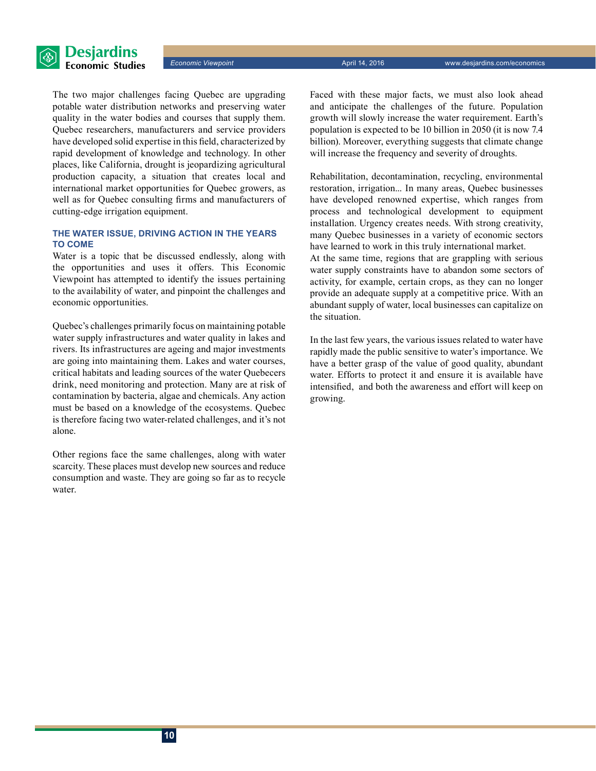The two major challenges facing Quebec are upgrading potable water distribution networks and preserving water quality in the water bodies and courses that supply them. Quebec researchers, manufacturers and service providers have developed solid expertise in this field, characterized by rapid development of knowledge and technology. In other places, like California, drought is jeopardizing agricultural production capacity, a situation that creates local and international market opportunities for Quebec growers, as well as for Quebec consulting firms and manufacturers of cutting-edge irrigation equipment.

### THE WATER ISSUE, DRIVING ACTION IN THE YEARS TO COME

Water is a topic that be discussed endlessly, along with the opportunities and uses it offers. This Economic Viewpoint has attempted to identify the issues pertaining to the availability of water, and pinpoint the challenges and economic opportunities.

Quebec's challenges primarily focus on maintaining potable water supply infrastructures and water quality in lakes and rivers. Its infrastructures are ageing and major investments are going into maintaining them. Lakes and water courses, critical habitats and leading sources of the water Quebecers drink, need monitoring and protection. Many are at risk of contamination by bacteria, algae and chemicals. Any action must be based on a knowledge of the ecosystems. Quebec is therefore facing two water-related challenges, and it's not alone.

Other regions face the same challenges, along with water scarcity. These places must develop new sources and reduce consumption and waste. They are going so far as to recycle water.

Faced with these major facts, we must also look ahead and anticipate the challenges of the future. Population growth will slowly increase the water requirement. Earth's population is expected to be 10 billion in 2050 (it is now 7.4 billion). Moreover, everything suggests that climate change will increase the frequency and severity of droughts.

Rehabilitation, decontamination, recycling, environmental restoration, irrigation... In many areas, Quebec businesses have developed renowned expertise, which ranges from process and technological development to equipment installation. Urgency creates needs. With strong creativity, many Quebec businesses in a variety of economic sectors have learned to work in this truly international market.
At the same time, regions that are grappling with serious water supply constraints have to abandon some sectors of activity, for example, certain crops, as they can no longer provide an adequate supply at a competitive price. With an abundant supply of water, local businesses can capitalize on the situation.

In the last few years, the various issues related to water have rapidly made the public sensitive to water's importance. We have a better grasp of the value of good quality, abundant water. Efforts to protect it and ensure it is available have intensified, and both the awareness and effort will keep on growing.